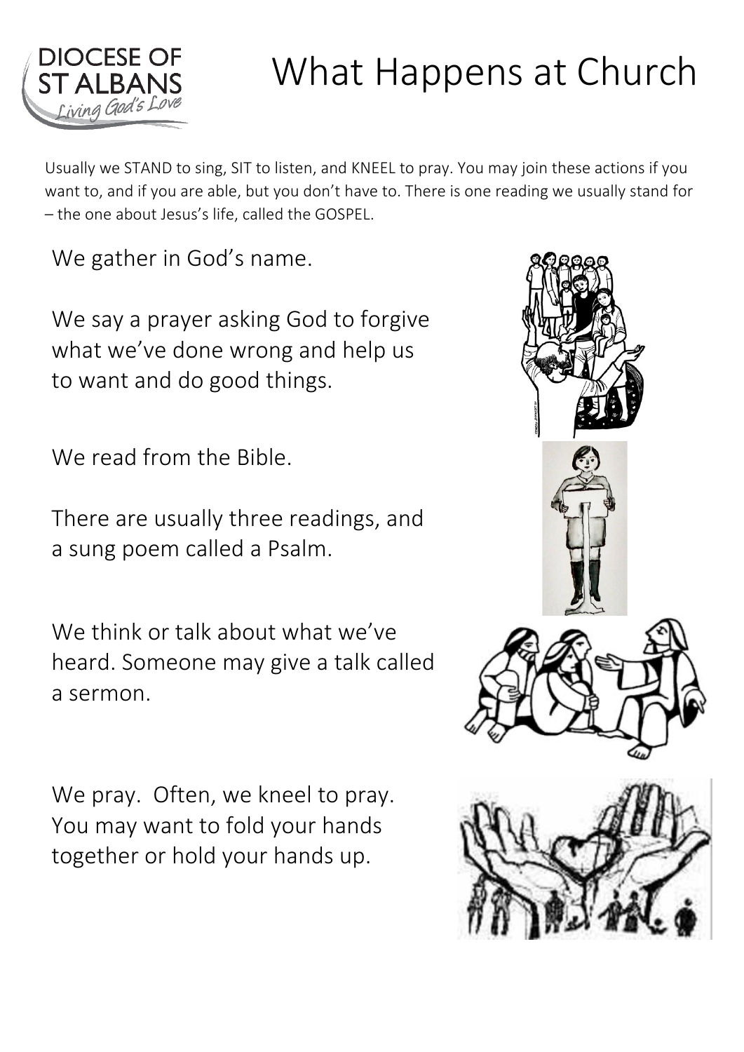# What Happens at Church

DIOCESE OF ST ALBANS
*Living God's Love*

Usually we STAND to sing, SIT to listen, and KNEEL to pray. You may join these actions if you want to, and if you are able, but you don't have to. There is one reading we usually stand for – the one about Jesus's life, called the GOSPEL.

We gather in God's name.

We say a prayer asking God to forgive what we've done wrong and help us to want and do good things.

We read from the Bible.

There are usually three readings, and a sung poem called a Psalm.

We think or talk about what we've heard. Someone may give a talk called a sermon.

We pray. Often, we kneel to pray. You may want to fold your hands together or hold your hands up.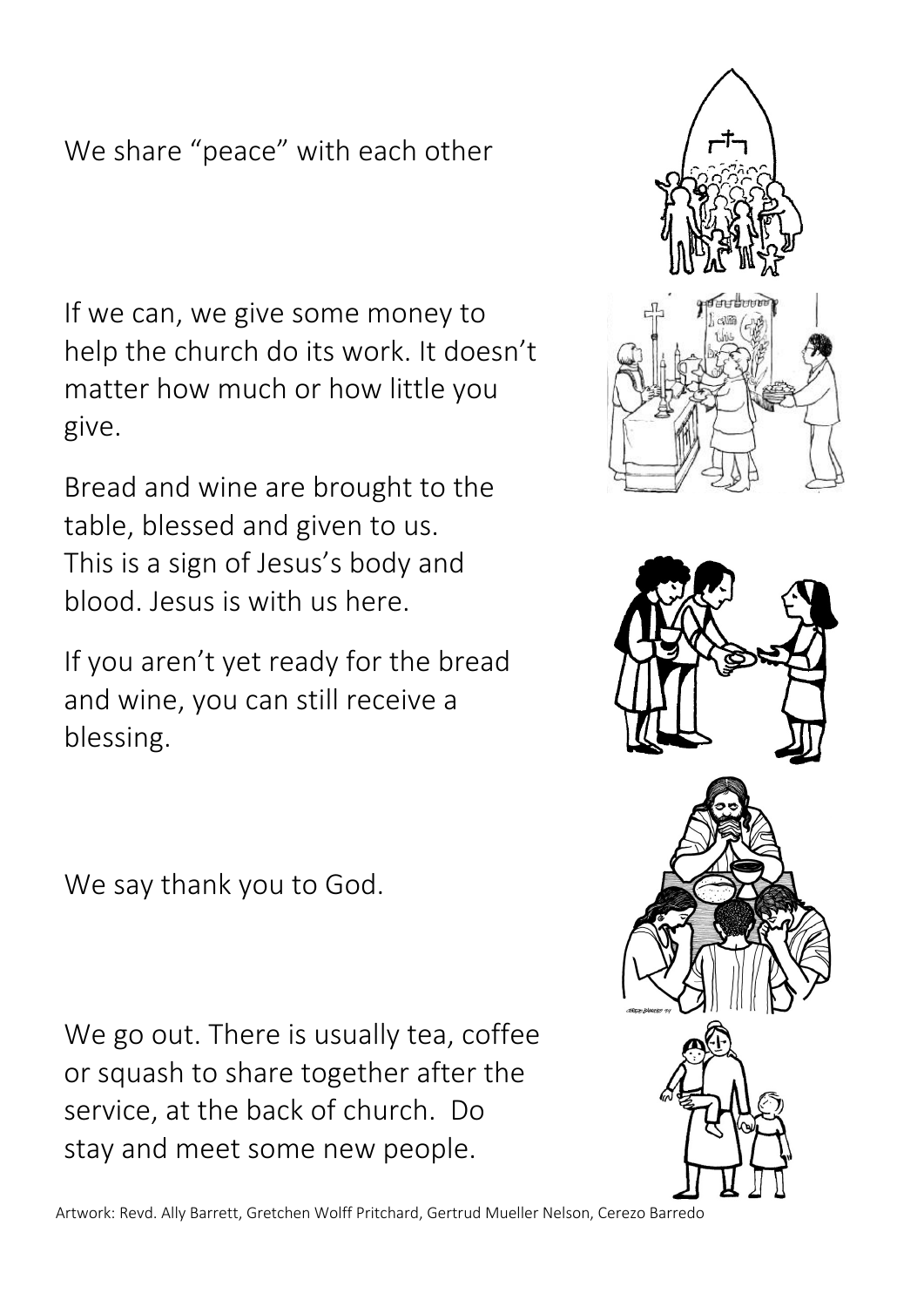We share "peace" with each other

If we can, we give some money to help the church do its work. It doesn't matter how much or how little you give.

Bread and wine are brought to the table, blessed and given to us. This is a sign of Jesus's body and blood. Jesus is with us here.

If you aren't yet ready for the bread and wine, you can still receive a blessing.

We say thank you to God.

We go out. There is usually tea, coffee or squash to share together after the service, at the back of church. Do stay and meet some new people.

Artwork: Revd. Ally Barrett, Gretchen Wolff Pritchard, Gertrud Mueller Nelson, Cerezo Barredo